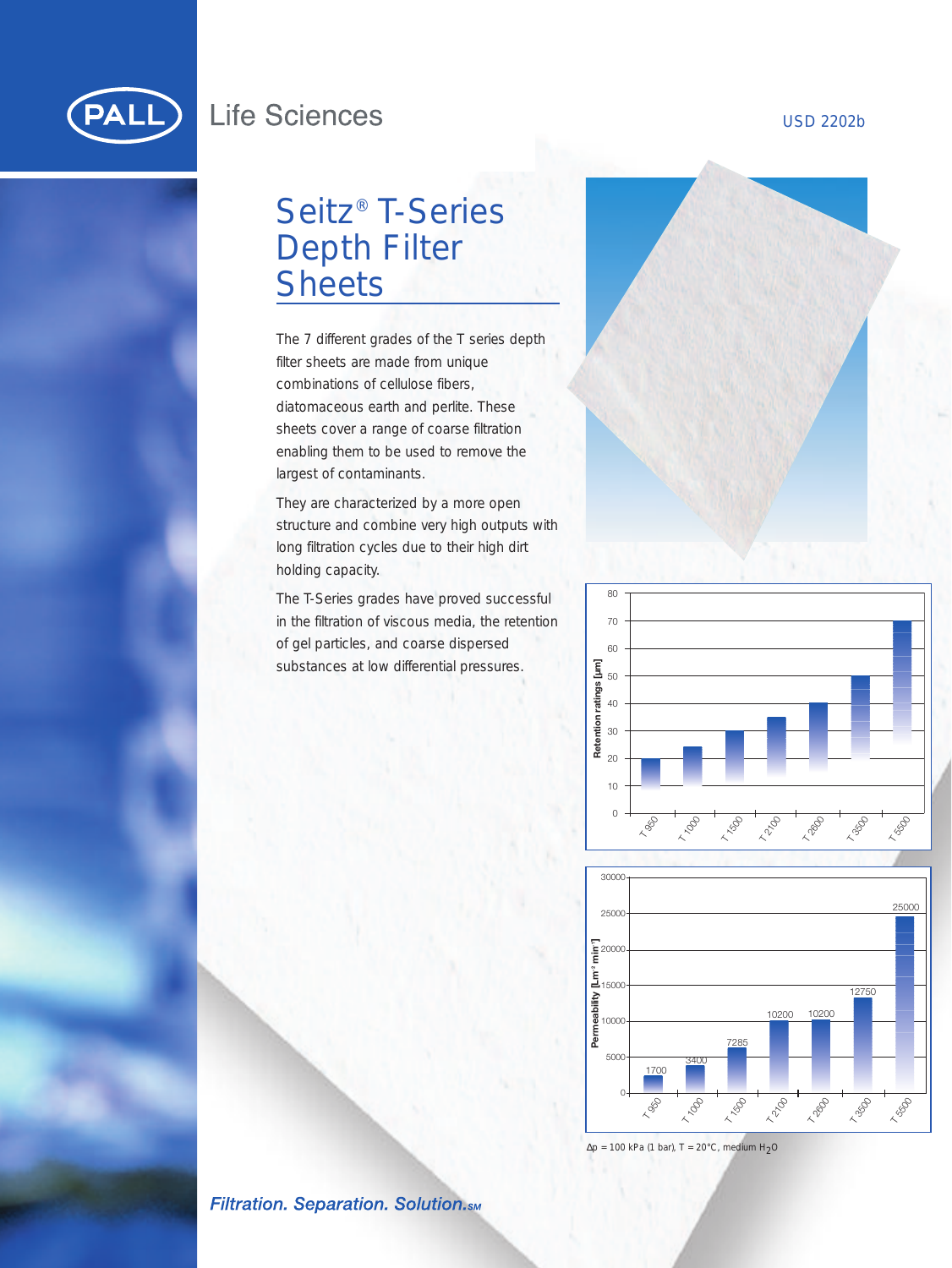Life Sciences

USD 2202b

# Seitz® T-Series Depth Filter Sheets

The 7 different grades of the T series depth filter sheets are made from unique combinations of cellulose fibers, diatomaceous earth and perlite. These sheets cover a range of coarse filtration enabling them to be used to remove the largest of contaminants.

They are characterized by a more open structure and combine very high outputs with long filtration cycles due to their high dirt holding capacity.

The T-Series grades have proved successful in the filtration of viscous media, the retention of gel particles, and coarse dispersed substances at low differential pressures.

Retention ratings [µm]

0
10
20
30
40
50
60
70
80

T 950
T 1000
T 1500
T 2100
T 2600
T 3500
T 5500

Permeability [$L m^{-2} min^{-1}$]

0
5000
10000
15000
20000
25000
30000

1700
3400
7285
10200
10200
12750
25000

T 950
T 1000
T 1500
T 2100
T 2600
T 3500
T 5500

Δp = 100 kPa (1 bar), T = 20°C, medium $H_2O$

*Filtration. Separation. Solution.SM*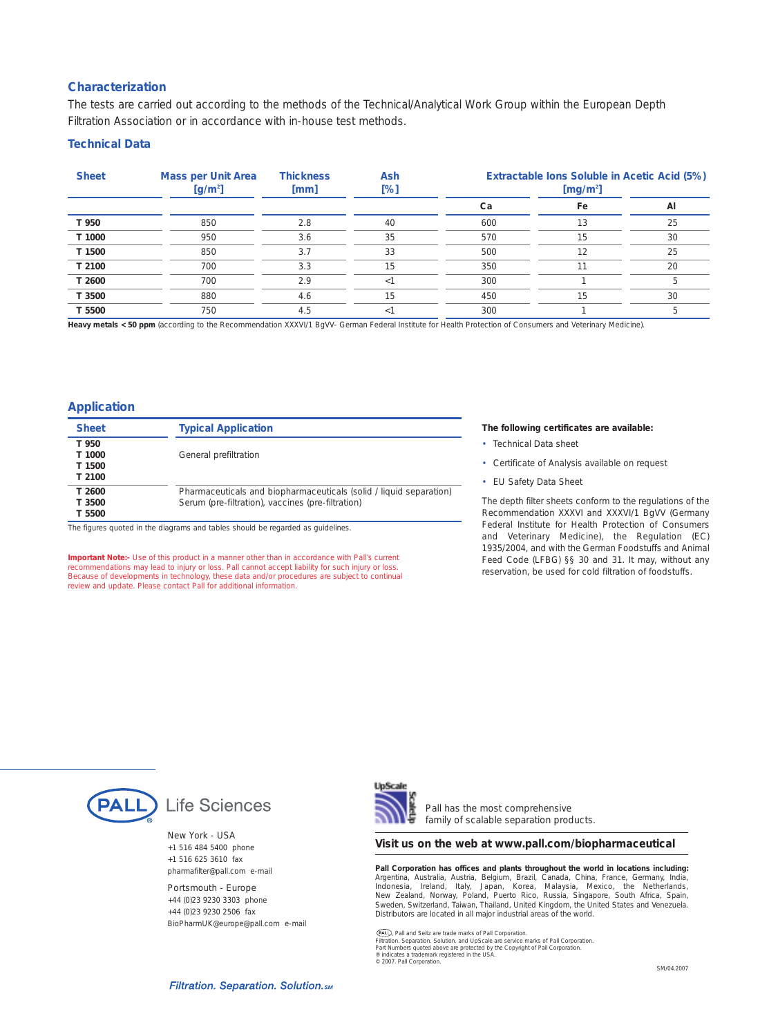## Characterization

The tests are carried out according to the methods of the Technical/Analytical Work Group within the European Depth Filtration Association or in accordance with in-house test methods.

### Technical Data

| Sheet | Mass per Unit Area [g/m²] | Thickness [mm] | Ash [%] | Extractable Ions Soluble in Acetic Acid (5%) [mg/m²] | | |
|---|---|---|---|---|---|---|
| | | | | Ca | Fe | Al |
| T 950 | 850 | 2.8 | 40 | 600 | 13 | 25 |
| T 1000 | 950 | 3.6 | 35 | 570 | 15 | 30 |
| T 1500 | 850 | 3.7 | 33 | 500 | 12 | 25 |
| T 2100 | 700 | 3.3 | 15 | 350 | 11 | 20 |
| T 2600 | 700 | 2.9 | <1 | 300 | 1 | 5 |
| T 3500 | 880 | 4.6 | 15 | 450 | 15 | 30 |
| T 5500 | 750 | 4.5 | <1 | 300 | 1 | 5 |

**Heavy metals < 50 ppm** (according to the Recommendation XXXVI/1 BgVV- German Federal Institute for Health Protection of Consumers and Veterinary Medicine).

## Application

| Sheet | Typical Application |
|---|---|
| T 950<br>T 1000<br>T 1500<br>T 2100 | General prefiltration |
| T 2600<br>T 3500<br>T 5500 | Pharmaceuticals and biopharmaceuticals (solid / liquid separation)<br>Serum (pre-filtration), vaccines (pre-filtration) |

The figures quoted in the diagrams and tables should be regarded as guidelines.

**Important Note:-** Use of this product in a manner other than in accordance with Pall's current recommendations may lead to injury or loss. Pall cannot accept liability for such injury or loss. Because of developments in technology, these data and/or procedures are subject to continual review and update. Please contact Pall for additional information.

**The following certificates are available:**

- Technical Data sheet
- Certificate of Analysis available on request
- EU Safety Data Sheet

The depth filter sheets conform to the regulations of the Recommendation XXXVI and XXXVI/1 BgVV (Germany Federal Institute for Health Protection of Consumers and Veterinary Medicine), the Regulation (EC) 1935/2004, and with the German Foodstuffs and Animal Feed Code (LFBG) §§ 30 and 31. It may, without any reservation, be used for cold filtration of foodstuffs.

PALL Life Sciences

New York - USA
+1 516 484 5400 phone
+1 516 625 3610 fax
pharmafilter@pall.com e-mail

Portsmouth - Europe
+44 (0)23 9230 3303 phone
+44 (0)23 9230 2506 fax
BioPharmUK@europe@pall.com e-mail

UpScale ScaleUp

Pall has the most comprehensive family of scalable separation products.

**Visit us on the web at www.pall.com/biopharmaceutical**

**Pall Corporation has offices and plants throughout the world in locations including:** Argentina, Australia, Austria, Belgium, Brazil, Canada, China, France, Germany, India, Indonesia, Ireland, Italy, Japan, Korea, Malaysia, Mexico, the Netherlands, New Zealand, Norway, Poland, Puerto Rico, Russia, Singapore, South Africa, Spain, Sweden, Switzerland, Taiwan, Thailand, United Kingdom, the United States and Venezuela. Distributors are located in all major industrial areas of the world.

PALL, Pall and Seitz are trade marks of Pall Corporation.
Filtration. Separation. Solution. and UpScale are service marks of Pall Corporation.
Part Numbers quoted above are protected by the Copyright of Pall Corporation.
® indicates a trademark registered in the USA.
© 2007. Pall Corporation.

SM/04.2007

*Filtration. Separation. Solution.SM*